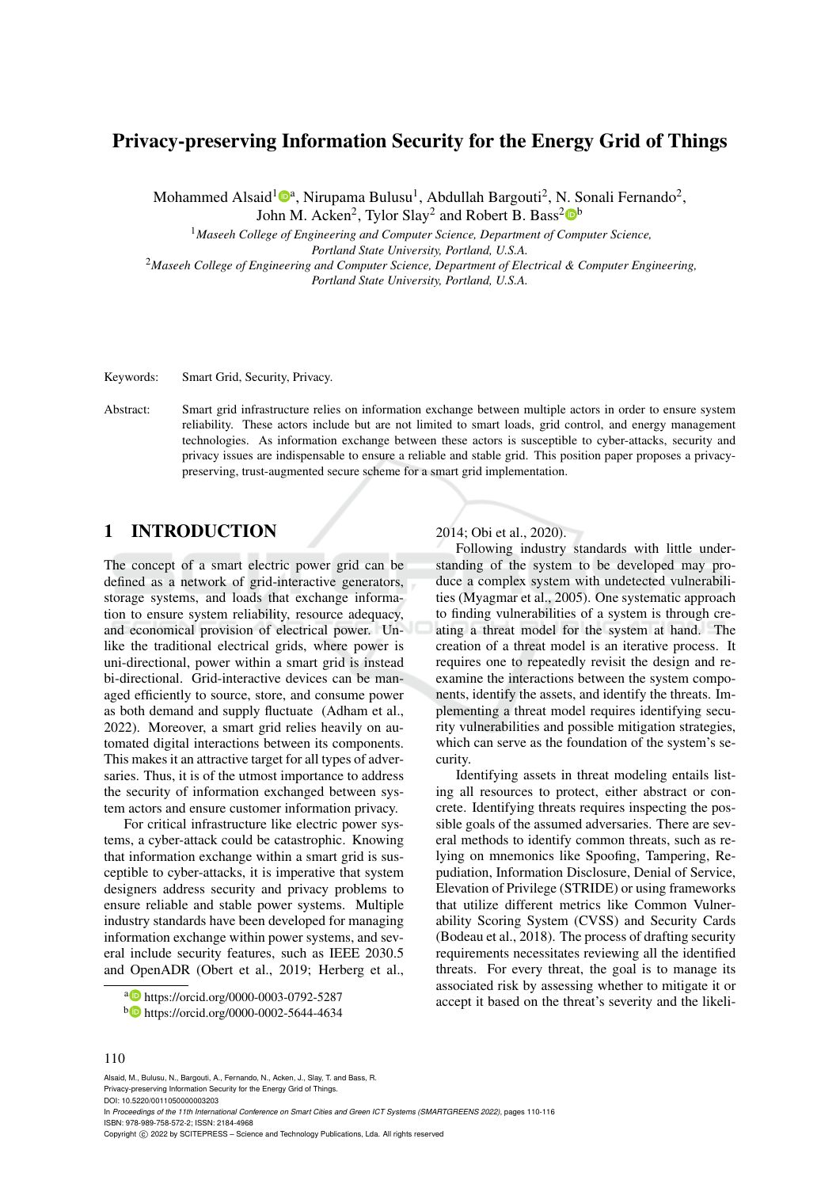# Privacy-preserving Information Security for the Energy Grid of Things

Mohammed Alsaid[1][a], Nirupama Bulusu[1], Abdullah Bargouti[2], N. Sonali Fernando[2], John M. Acken[2], Tylor Slay[2] and Robert B. Bass[2][b]

[1] *Maseeh College of Engineering and Computer Science, Department of Computer Science, Portland State University, Portland, U.S.A.*

[2] *Maseeh College of Engineering and Computer Science, Department of Electrical & Computer Engineering, Portland State University, Portland, U.S.A.*

Keywords: Smart Grid, Security, Privacy.

Abstract: Smart grid infrastructure relies on information exchange between multiple actors in order to ensure system reliability. These actors include but are not limited to smart loads, grid control, and energy management technologies. As information exchange between these actors is susceptible to cyber-attacks, security and privacy issues are indispensable to ensure a reliable and stable grid. This position paper proposes a privacy-preserving, trust-augmented secure scheme for a smart grid implementation.

## 1 INTRODUCTION

The concept of a smart electric power grid can be defined as a network of grid-interactive generators, storage systems, and loads that exchange information to ensure system reliability, resource adequacy, and economical provision of electrical power. Unlike the traditional electrical grids, where power is uni-directional, power within a smart grid is instead bi-directional. Grid-interactive devices can be managed efficiently to source, store, and consume power as both demand and supply fluctuate (Adham et al., 2022). Moreover, a smart grid relies heavily on automated digital interactions between its components. This makes it an attractive target for all types of adversaries. Thus, it is of the utmost importance to address the security of information exchanged between system actors and ensure customer information privacy.

For critical infrastructure like electric power systems, a cyber-attack could be catastrophic. Knowing that information exchange within a smart grid is susceptible to cyber-attacks, it is imperative that system designers address security and privacy problems to ensure reliable and stable power systems. Multiple industry standards have been developed for managing information exchange within power systems, and several include security features, such as IEEE 2030.5 and OpenADR (Obert et al., 2019; Herberg et al., 2014; Obi et al., 2020).

Following industry standards with little understanding of the system to be developed may produce a complex system with undetected vulnerabilities (Myagmar et al., 2005). One systematic approach to finding vulnerabilities of a system is through creating a threat model for the system at hand. The creation of a threat model is an iterative process. It requires one to repeatedly revisit the design and reexamine the interactions between the system components, identify the assets, and identify the threats. Implementing a threat model requires identifying security vulnerabilities and possible mitigation strategies, which can serve as the foundation of the system's security.

Identifying assets in threat modeling entails listing all resources to protect, either abstract or concrete. Identifying threats requires inspecting the possible goals of the assumed adversaries. There are several methods to identify common threats, such as relying on mnemonics like Spoofing, Tampering, Repudiation, Information Disclosure, Denial of Service, Elevation of Privilege (STRIDE) or using frameworks that utilize different metrics like Common Vulnerability Scoring System (CVSS) and Security Cards (Bodeau et al., 2018). The process of drafting security requirements necessitates reviewing all the identified threats. For every threat, the goal is to manage its associated risk by assessing whether to mitigate it or accept it based on the threat's severity and the likeli-

[a] https://orcid.org/0000-0003-0792-5287

[b] https://orcid.org/0000-0002-5644-4634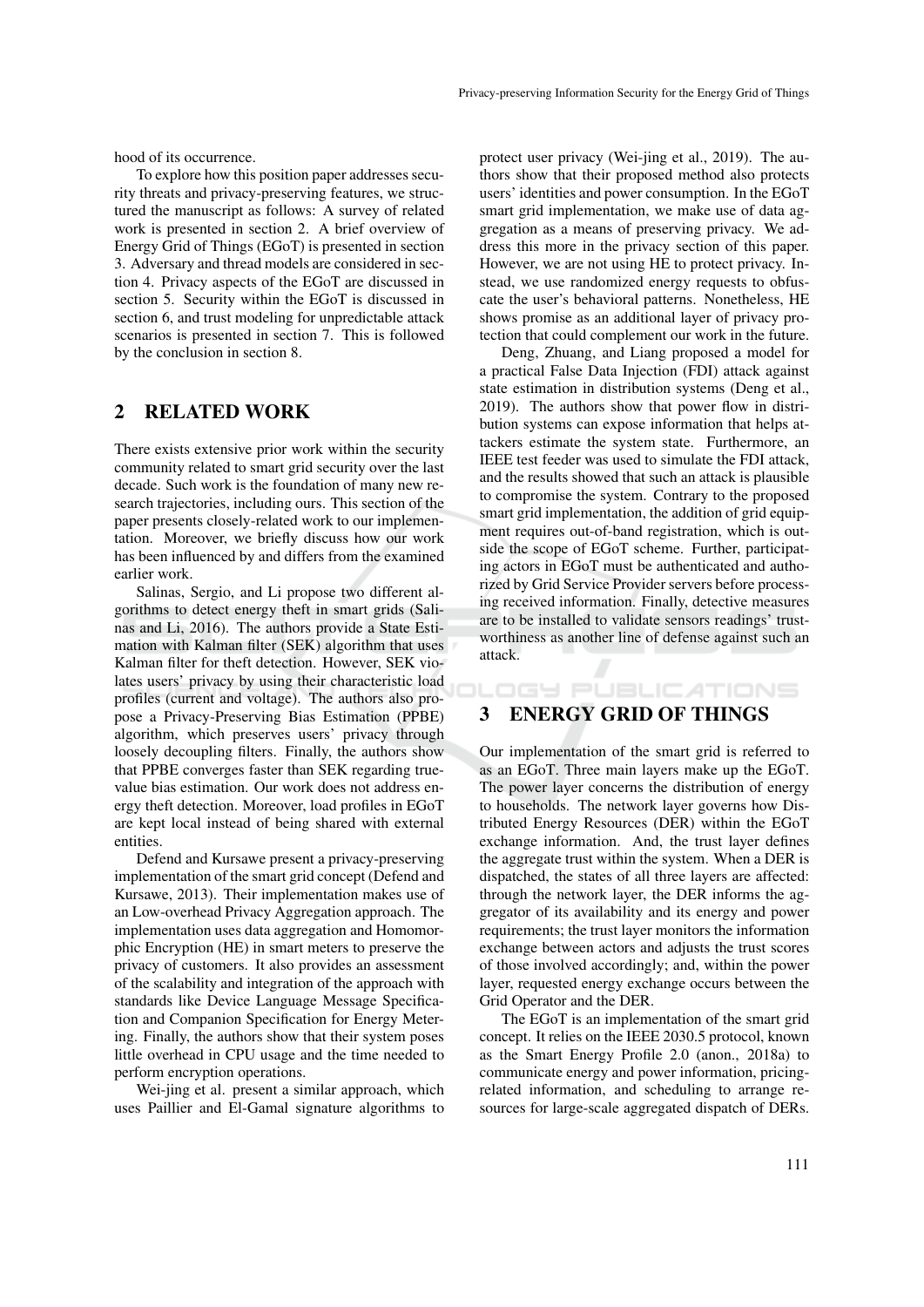hood of its occurrence.

To explore how this position paper addresses security threats and privacy-preserving features, we structured the manuscript as follows: A survey of related work is presented in section 2. A brief overview of Energy Grid of Things (EGoT) is presented in section 3. Adversary and thread models are considered in section 4. Privacy aspects of the EGoT are discussed in section 5. Security within the EGoT is discussed in section 6, and trust modeling for unpredictable attack scenarios is presented in section 7. This is followed by the conclusion in section 8.

## 2 RELATED WORK

There exists extensive prior work within the security community related to smart grid security over the last decade. Such work is the foundation of many new research trajectories, including ours. This section of the paper presents closely-related work to our implementation. Moreover, we briefly discuss how our work has been influenced by and differs from the examined earlier work.

Salinas, Sergio, and Li propose two different algorithms to detect energy theft in smart grids (Salinas and Li, 2016). The authors provide a State Estimation with Kalman filter (SEK) algorithm that uses Kalman filter for theft detection. However, SEK violates users' privacy by using their characteristic load profiles (current and voltage). The authors also propose a Privacy-Preserving Bias Estimation (PPBE) algorithm, which preserves users' privacy through loosely decoupling filters. Finally, the authors show that PPBE converges faster than SEK regarding true-value bias estimation. Our work does not address energy theft detection. Moreover, load profiles in EGoT are kept local instead of being shared with external entities.

Defend and Kursawe present a privacy-preserving implementation of the smart grid concept (Defend and Kursawe, 2013). Their implementation makes use of an Low-overhead Privacy Aggregation approach. The implementation uses data aggregation and Homomorphic Encryption (HE) in smart meters to preserve the privacy of customers. It also provides an assessment of the scalability and integration of the approach with standards like Device Language Message Specification and Companion Specification for Energy Metering. Finally, the authors show that their system poses little overhead in CPU usage and the time needed to perform encryption operations.

Wei-jing et al. present a similar approach, which uses Paillier and El-Gamal signature algorithms to protect user privacy (Wei-jing et al., 2019). The authors show that their proposed method also protects users' identities and power consumption. In the EGoT smart grid implementation, we make use of data aggregation as a means of preserving privacy. We address this more in the privacy section of this paper. However, we are not using HE to protect privacy. Instead, we use randomized energy requests to obfuscate the user's behavioral patterns. Nonetheless, HE shows promise as an additional layer of privacy protection that could complement our work in the future.

Deng, Zhuang, and Liang proposed a model for a practical False Data Injection (FDI) attack against state estimation in distribution systems (Deng et al., 2019). The authors show that power flow in distribution systems can expose information that helps attackers estimate the system state. Furthermore, an IEEE test feeder was used to simulate the FDI attack, and the results showed that such an attack is plausible to compromise the system. Contrary to the proposed smart grid implementation, the addition of grid equipment requires out-of-band registration, which is outside the scope of EGoT scheme. Further, participating actors in EGoT must be authenticated and authorized by Grid Service Provider servers before processing received information. Finally, detective measures are to be installed to validate sensors readings' trustworthiness as another line of defense against such an attack.

## 3 ENERGY GRID OF THINGS

Our implementation of the smart grid is referred to as an EGoT. Three main layers make up the EGoT. The power layer concerns the distribution of energy to households. The network layer governs how Distributed Energy Resources (DER) within the EGoT exchange information. And, the trust layer defines the aggregate trust within the system. When a DER is dispatched, the states of all three layers are affected: through the network layer, the DER informs the aggregator of its availability and its energy and power requirements; the trust layer monitors the information exchange between actors and adjusts the trust scores of those involved accordingly; and, within the power layer, requested energy exchange occurs between the Grid Operator and the DER.

The EGoT is an implementation of the smart grid concept. It relies on the IEEE 2030.5 protocol, known as the Smart Energy Profile 2.0 (anon., 2018a) to communicate energy and power information, pricing-related information, and scheduling to arrange resources for large-scale aggregated dispatch of DERs.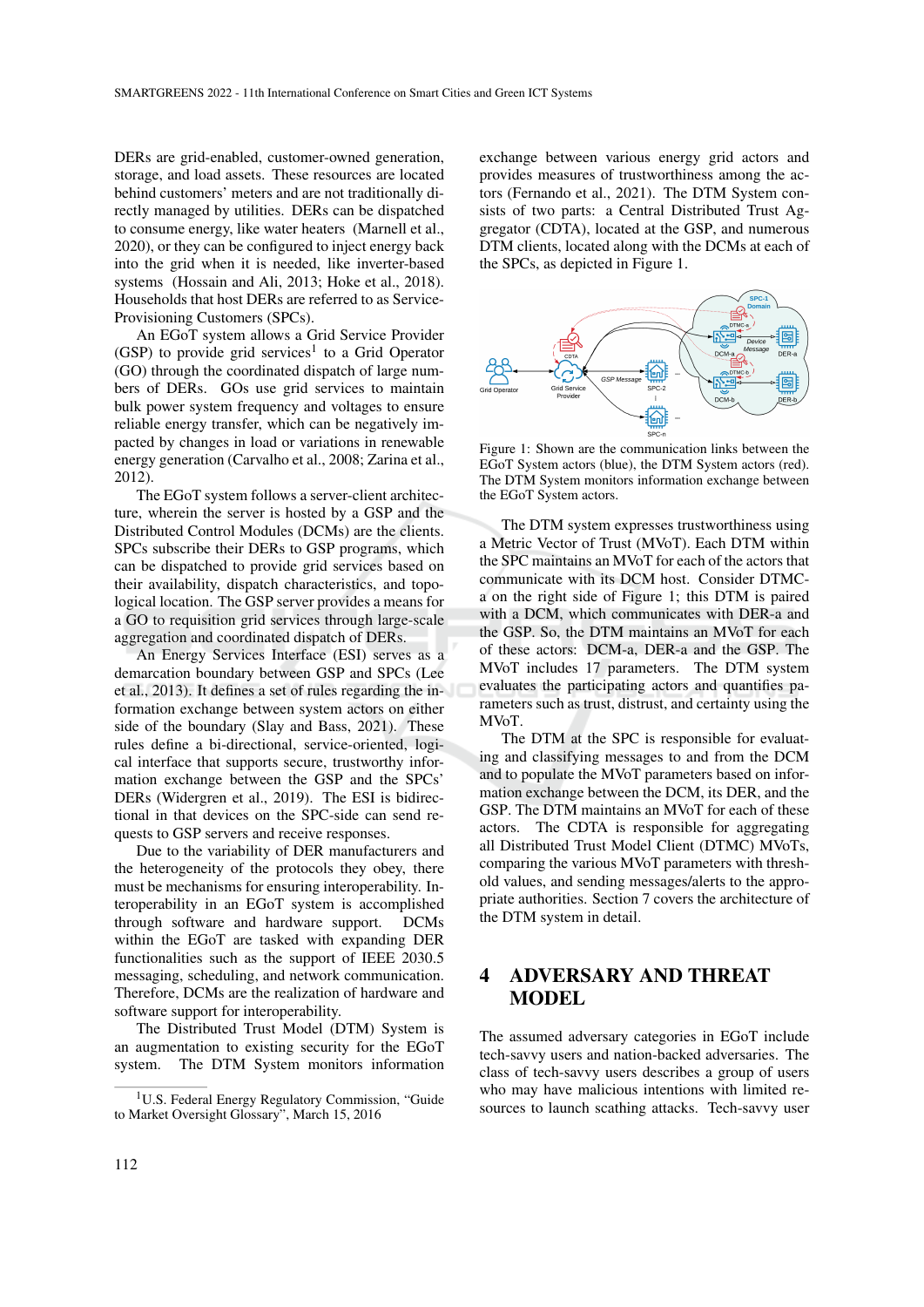DERs are grid-enabled, customer-owned generation, storage, and load assets. These resources are located behind customers' meters and are not traditionally directly managed by utilities. DERs can be dispatched to consume energy, like water heaters (Marnell et al., 2020), or they can be configured to inject energy back into the grid when it is needed, like inverter-based systems (Hossain and Ali, 2013; Hoke et al., 2018). Households that host DERs are referred to as Service-Provisioning Customers (SPCs).

An EGoT system allows a Grid Service Provider (GSP) to provide grid services[1] to a Grid Operator (GO) through the coordinated dispatch of large numbers of DERs. GOs use grid services to maintain bulk power system frequency and voltages to ensure reliable energy transfer, which can be negatively impacted by changes in load or variations in renewable energy generation (Carvalho et al., 2008; Zarina et al., 2012).

The EGoT system follows a server-client architecture, wherein the server is hosted by a GSP and the Distributed Control Modules (DCMs) are the clients. SPCs subscribe their DERs to GSP programs, which can be dispatched to provide grid services based on their availability, dispatch characteristics, and topological location. The GSP server provides a means for a GO to requisition grid services through large-scale aggregation and coordinated dispatch of DERs.

An Energy Services Interface (ESI) serves as a demarcation boundary between GSP and SPCs (Lee et al., 2013). It defines a set of rules regarding the information exchange between system actors on either side of the boundary (Slay and Bass, 2021). These rules define a bi-directional, service-oriented, logical interface that supports secure, trustworthy information exchange between the GSP and the SPCs' DERs (Widergren et al., 2019). The ESI is bidirectional in that devices on the SPC-side can send requests to GSP servers and receive responses.

Due to the variability of DER manufacturers and the heterogeneity of the protocols they obey, there must be mechanisms for ensuring interoperability. Interoperability in an EGoT system is accomplished through software and hardware support. DCMs within the EGoT are tasked with expanding DER functionalities such as the support of IEEE 2030.5 messaging, scheduling, and network communication. Therefore, DCMs are the realization of hardware and software support for interoperability.

The Distributed Trust Model (DTM) System is an augmentation to existing security for the EGoT system. The DTM System monitors information exchange between various energy grid actors and provides measures of trustworthiness among the actors (Fernando et al., 2021). The DTM System consists of two parts: a Central Distributed Trust Aggregator (CDTA), located at the GSP, and numerous DTM clients, located along with the DCMs at each of the SPCs, as depicted in Figure 1.

Figure 1: Shown are the communication links between the EGoT System actors (blue), the DTM System actors (red). The DTM System monitors information exchange between the EGoT System actors.

The DTM system expresses trustworthiness using a Metric Vector of Trust (MVoT). Each DTM within the SPC maintains an MVoT for each of the actors that communicate with its DCM host. Consider DTMC-a on the right side of Figure 1; this DTM is paired with a DCM, which communicates with DER-a and the GSP. So, the DTM maintains an MVoT for each of these actors: DCM-a, DER-a and the GSP. The MVoT includes 17 parameters. The DTM system evaluates the participating actors and quantifies parameters such as trust, distrust, and certainty using the MVoT.

The DTM at the SPC is responsible for evaluating and classifying messages to and from the DCM and to populate the MVoT parameters based on information exchange between the DCM, its DER, and the GSP. The DTM maintains an MVoT for each of these actors. The CDTA is responsible for aggregating all Distributed Trust Model Client (DTMC) MVoTs, comparing the various MVoT parameters with threshold values, and sending messages/alerts to the appropriate authorities. Section 7 covers the architecture of the DTM system in detail.

# 4 ADVERSARY AND THREAT MODEL

The assumed adversary categories in EGoT include tech-savvy users and nation-backed adversaries. The class of tech-savvy users describes a group of users who may have malicious intentions with limited resources to launch scathing attacks. Tech-savvy user

[1] U.S. Federal Energy Regulatory Commission, "Guide to Market Oversight Glossary", March 15, 2016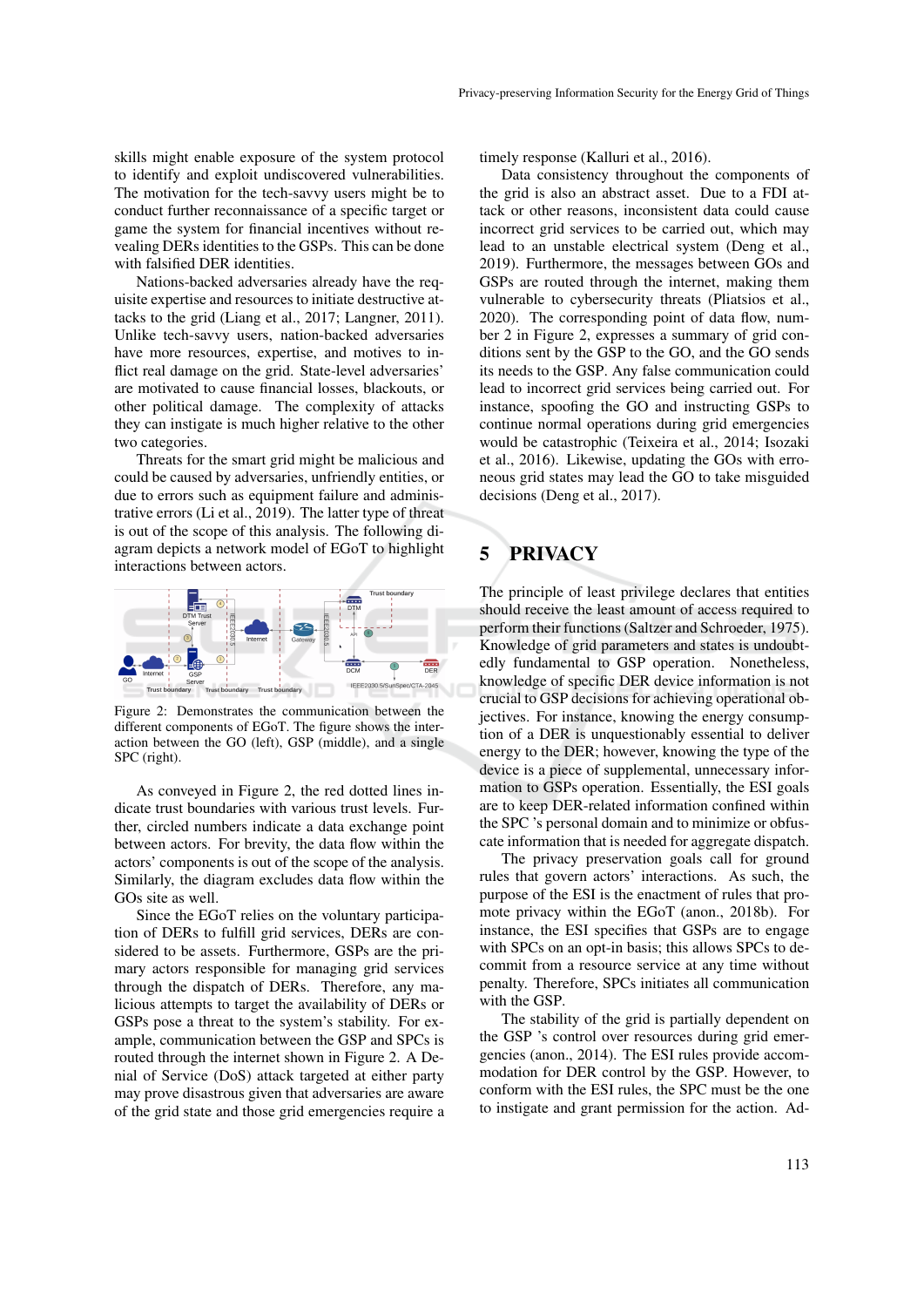skills might enable exposure of the system protocol to identify and exploit undiscovered vulnerabilities. The motivation for the tech-savvy users might be to conduct further reconnaissance of a specific target or game the system for financial incentives without revealing DERs identities to the GSPs. This can be done with falsified DER identities.

Nations-backed adversaries already have the requisite expertise and resources to initiate destructive attacks to the grid (Liang et al., 2017; Langner, 2011). Unlike tech-savvy users, nation-backed adversaries have more resources, expertise, and motives to inflict real damage on the grid. State-level adversaries' are motivated to cause financial losses, blackouts, or other political damage. The complexity of attacks they can instigate is much higher relative to the other two categories.

Threats for the smart grid might be malicious and could be caused by adversaries, unfriendly entities, or due to errors such as equipment failure and administrative errors (Li et al., 2019). The latter type of threat is out of the scope of this analysis. The following diagram depicts a network model of EGoT to highlight interactions between actors.

Figure 2: Demonstrates the communication between the different components of EGoT. The figure shows the interaction between the GO (left), GSP (middle), and a single SPC (right).

As conveyed in Figure 2, the red dotted lines indicate trust boundaries with various trust levels. Further, circled numbers indicate a data exchange point between actors. For brevity, the data flow within the actors' components is out of the scope of the analysis. Similarly, the diagram excludes data flow within the GOs site as well.

Since the EGoT relies on the voluntary participation of DERs to fulfill grid services, DERs are considered to be assets. Furthermore, GSPs are the primary actors responsible for managing grid services through the dispatch of DERs. Therefore, any malicious attempts to target the availability of DERs or GSPs pose a threat to the system's stability. For example, communication between the GSP and SPCs is routed through the internet shown in Figure 2. A Denial of Service (DoS) attack targeted at either party may prove disastrous given that adversaries are aware of the grid state and those grid emergencies require a timely response (Kalluri et al., 2016).

Data consistency throughout the components of the grid is also an abstract asset. Due to a FDI attack or other reasons, inconsistent data could cause incorrect grid services to be carried out, which may lead to an unstable electrical system (Deng et al., 2019). Furthermore, the messages between GOs and GSPs are routed through the internet, making them vulnerable to cybersecurity threats (Pliatsios et al., 2020). The corresponding point of data flow, number 2 in Figure 2, expresses a summary of grid conditions sent by the GSP to the GO, and the GO sends its needs to the GSP. Any false communication could lead to incorrect grid services being carried out. For instance, spoofing the GO and instructing GSPs to continue normal operations during grid emergencies would be catastrophic (Teixeira et al., 2014; Isozaki et al., 2016). Likewise, updating the GOs with erroneous grid states may lead the GO to take misguided decisions (Deng et al., 2017).

# 5 PRIVACY

The principle of least privilege declares that entities should receive the least amount of access required to perform their functions (Saltzer and Schroeder, 1975). Knowledge of grid parameters and states is undoubtedly fundamental to GSP operation. Nonetheless, knowledge of specific DER device information is not crucial to GSP decisions for achieving operational objectives. For instance, knowing the energy consumption of a DER is unquestionably essential to deliver energy to the DER; however, knowing the type of the device is a piece of supplemental, unnecessary information to GSPs operation. Essentially, the ESI goals are to keep DER-related information confined within the SPC 's personal domain and to minimize or obfuscate information that is needed for aggregate dispatch.

The privacy preservation goals call for ground rules that govern actors' interactions. As such, the purpose of the ESI is the enactment of rules that promote privacy within the EGoT (anon., 2018b). For instance, the ESI specifies that GSPs are to engage with SPCs on an opt-in basis; this allows SPCs to decommit from a resource service at any time without penalty. Therefore, SPCs initiates all communication with the GSP.

The stability of the grid is partially dependent on the GSP 's control over resources during grid emergencies (anon., 2014). The ESI rules provide accommodation for DER control by the GSP. However, to conform with the ESI rules, the SPC must be the one to instigate and grant permission for the action. Ad-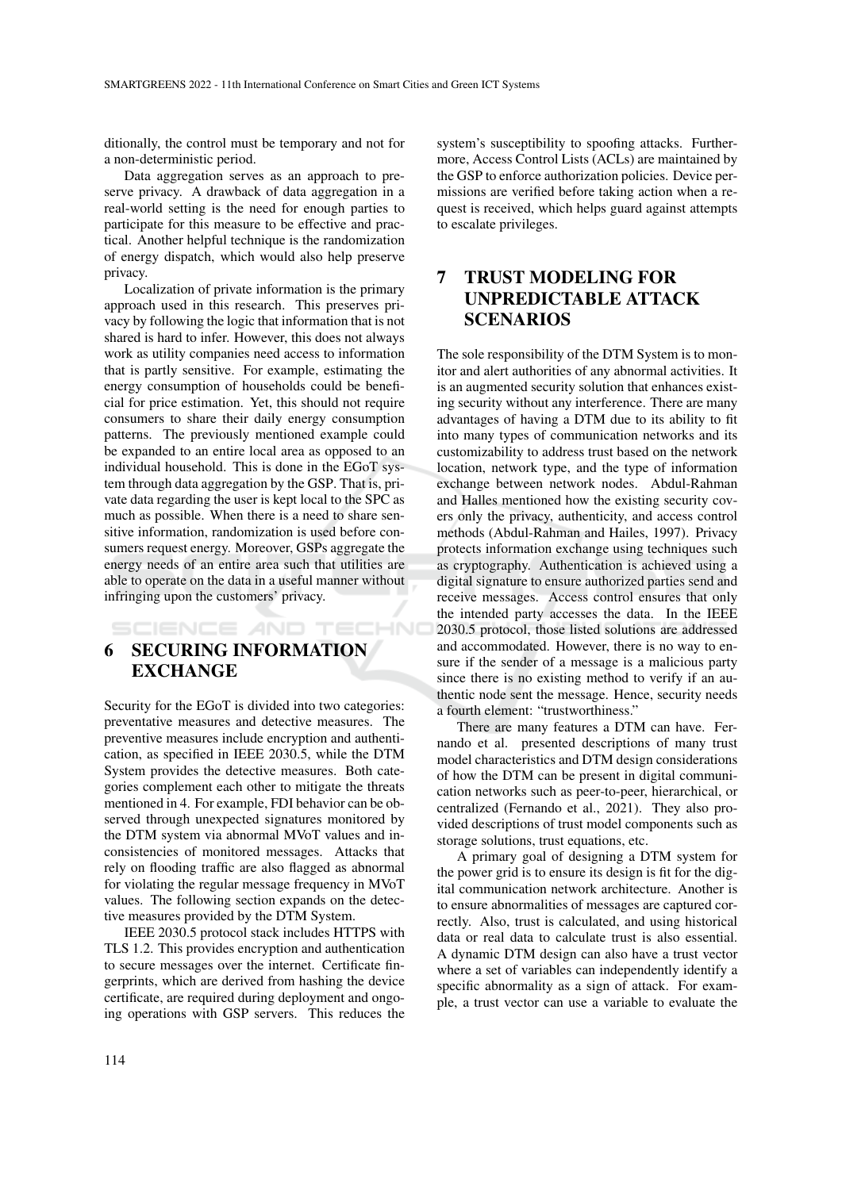ditionally, the control must be temporary and not for a non-deterministic period.

Data aggregation serves as an approach to preserve privacy. A drawback of data aggregation in a real-world setting is the need for enough parties to participate for this measure to be effective and practical. Another helpful technique is the randomization of energy dispatch, which would also help preserve privacy.

Localization of private information is the primary approach used in this research. This preserves privacy by following the logic that information that is not shared is hard to infer. However, this does not always work as utility companies need access to information that is partly sensitive. For example, estimating the energy consumption of households could be beneficial for price estimation. Yet, this should not require consumers to share their daily energy consumption patterns. The previously mentioned example could be expanded to an entire local area as opposed to an individual household. This is done in the EGoT system through data aggregation by the GSP. That is, private data regarding the user is kept local to the SPC as much as possible. When there is a need to share sensitive information, randomization is used before consumers request energy. Moreover, GSPs aggregate the energy needs of an entire area such that utilities are able to operate on the data in a useful manner without infringing upon the customers' privacy.

# 6 SECURING INFORMATION EXCHANGE

Security for the EGoT is divided into two categories: preventative measures and detective measures. The preventive measures include encryption and authentication, as specified in IEEE 2030.5, while the DTM System provides the detective measures. Both categories complement each other to mitigate the threats mentioned in 4. For example, FDI behavior can be observed through unexpected signatures monitored by the DTM system via abnormal MVoT values and inconsistencies of monitored messages. Attacks that rely on flooding traffic are also flagged as abnormal for violating the regular message frequency in MVoT values. The following section expands on the detective measures provided by the DTM System.

IEEE 2030.5 protocol stack includes HTTPS with TLS 1.2. This provides encryption and authentication to secure messages over the internet. Certificate fingerprints, which are derived from hashing the device certificate, are required during deployment and ongoing operations with GSP servers. This reduces the system's susceptibility to spoofing attacks. Furthermore, Access Control Lists (ACLs) are maintained by the GSP to enforce authorization policies. Device permissions are verified before taking action when a request is received, which helps guard against attempts to escalate privileges.

# 7 TRUST MODELING FOR UNPREDICTABLE ATTACK SCENARIOS

The sole responsibility of the DTM System is to monitor and alert authorities of any abnormal activities. It is an augmented security solution that enhances existing security without any interference. There are many advantages of having a DTM due to its ability to fit into many types of communication networks and its customizability to address trust based on the network location, network type, and the type of information exchange between network nodes. Abdul-Rahman and Halles mentioned how the existing security covers only the privacy, authenticity, and access control methods (Abdul-Rahman and Hailes, 1997). Privacy protects information exchange using techniques such as cryptography. Authentication is achieved using a digital signature to ensure authorized parties send and receive messages. Access control ensures that only the intended party accesses the data. In the IEEE 2030.5 protocol, those listed solutions are addressed and accommodated. However, there is no way to ensure if the sender of a message is a malicious party since there is no existing method to verify if an authentic node sent the message. Hence, security needs a fourth element: "trustworthiness."

There are many features a DTM can have. Fernando et al. presented descriptions of many trust model characteristics and DTM design considerations of how the DTM can be present in digital communication networks such as peer-to-peer, hierarchical, or centralized (Fernando et al., 2021). They also provided descriptions of trust model components such as storage solutions, trust equations, etc.

A primary goal of designing a DTM system for the power grid is to ensure its design is fit for the digital communication network architecture. Another is to ensure abnormalities of messages are captured correctly. Also, trust is calculated, and using historical data or real data to calculate trust is also essential. A dynamic DTM design can also have a trust vector where a set of variables can independently identify a specific abnormality as a sign of attack. For example, a trust vector can use a variable to evaluate the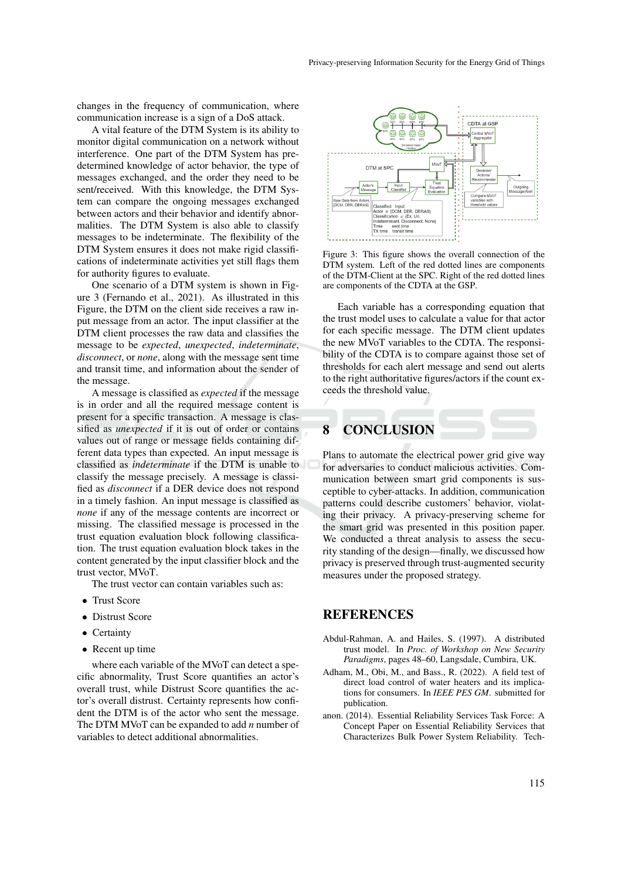changes in the frequency of communication, where communication increase is a sign of a DoS attack.

A vital feature of the DTM System is its ability to monitor digital communication on a network without interference. One part of the DTM System has predetermined knowledge of actor behavior, the type of messages exchanged, and the order they need to be sent/received. With this knowledge, the DTM System can compare the ongoing messages exchanged between actors and their behavior and identify abnormalities. The DTM System is also able to classify messages to be indeterminate. The flexibility of the DTM System ensures it does not make rigid classifications of indeterminate activities yet still flags them for authority figures to evaluate.

One scenario of a DTM system is shown in Figure 3 (Fernando et al., 2021). As illustrated in this Figure, the DTM on the client side receives a raw input message from an actor. The input classifier at the DTM client processes the raw data and classifies the message to be *expected*, *unexpected*, *indeterminate*, *disconnect*, or *none*, along with the message sent time and transit time, and information about the sender of the message.

A message is classified as *expected* if the message is in order and all the required message content is present for a specific transaction. A message is classified as *unexpected* if it is out of order or contains values out of range or message fields containing different data types than expected. An input message is classified as *indeterminate* if the DTM is unable to classify the message precisely. A message is classified as *disconnect* if a DER device does not respond in a timely fashion. An input message is classified as *none* if any of the message contents are incorrect or missing. The classified message is processed in the trust equation evaluation block following classification. The trust equation evaluation block takes in the content generated by the input classifier block and the trust vector, MVoT.

The trust vector can contain variables such as:

- Trust Score
- Distrust Score
- Certainty
- Recent up time

where each variable of the MVoT can detect a specific abnormality, Trust Score quantifies an actor's overall trust, while Distrust Score quantifies the actor's overall distrust. Certainty represents how confident the DTM is of the actor who sent the message. The DTM MVoT can be expanded to add $n$ number of variables to detect additional abnormalities.

Figure 3: This figure shows the overall connection of the DTM system. Left of the red dotted lines are components of the DTM-Client at the SPC. Right of the red dotted lines are components of the CDTA at the GSP.

Each variable has a corresponding equation that the trust model uses to calculate a value for that actor for each specific message. The DTM client updates the new MVoT variables to the CDTA. The responsibility of the CDTA is to compare against those set of thresholds for each alert message and send out alerts to the right authoritative figures/actors if the count exceeds the threshold value.

## 8 CONCLUSION

Plans to automate the electrical power grid give way for adversaries to conduct malicious activities. Communication between smart grid components is susceptible to cyber-attacks. In addition, communication patterns could describe customers' behavior, violating their privacy. A privacy-preserving scheme for the smart grid was presented in this position paper. We conducted a threat analysis to assess the security standing of the design—finally, we discussed how privacy is preserved through trust-augmented security measures under the proposed strategy.

## REFERENCES

Abdul-Rahman, A. and Hailes, S. (1997). A distributed trust model. In *Proc. of Workshop on New Security Paradigms*, pages 48–60, Langsdale, Cumbira, UK.

Adham, M., Obi, M., and Bass., R. (2022). A field test of direct load control of water heaters and its implications for consumers. In *IEEE PES GM*. submitted for publication.

anon. (2014). Essential Reliability Services Task Force: A Concept Paper on Essential Reliability Services that Characterizes Bulk Power System Reliability. Tech-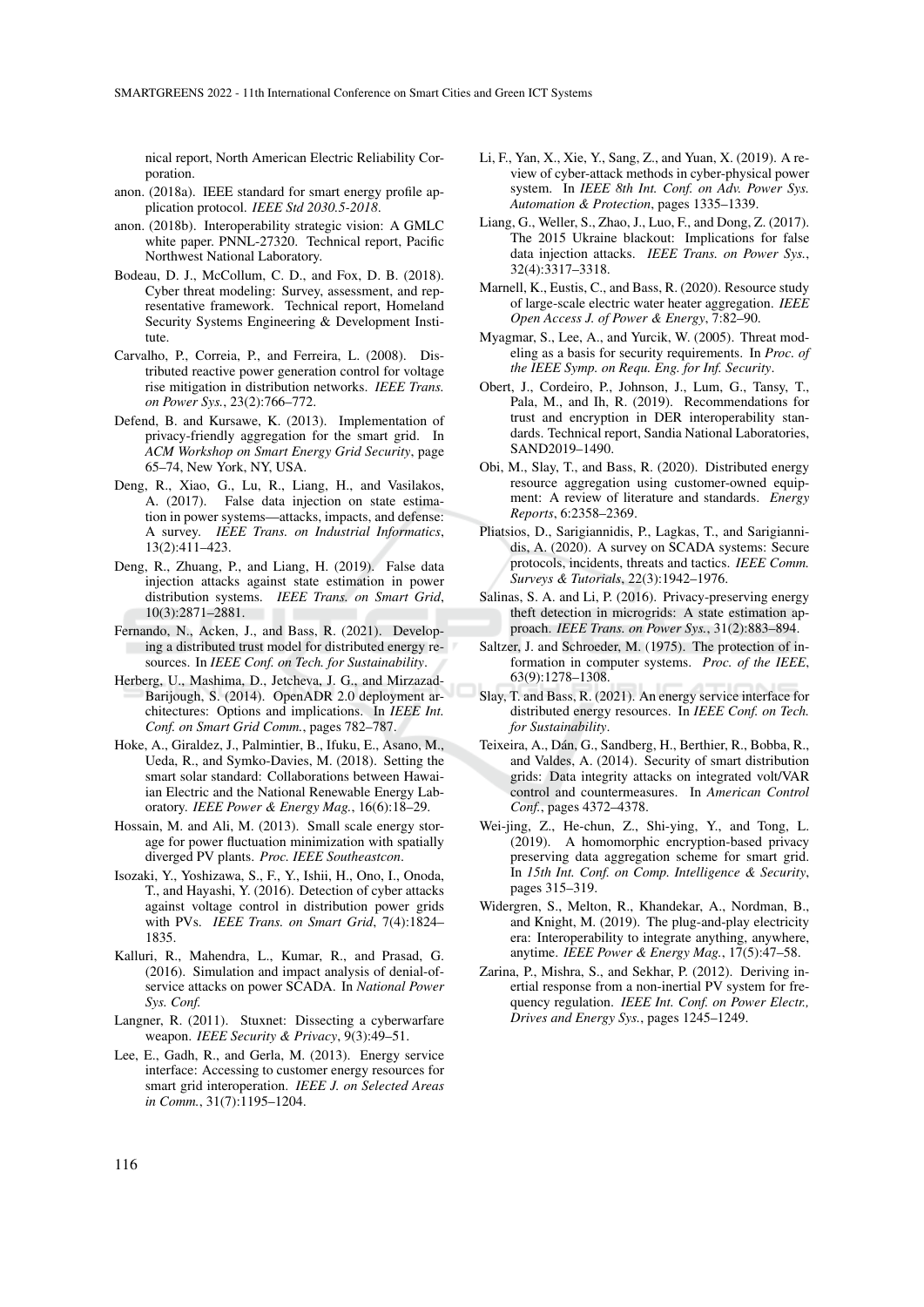nical report, North American Electric Reliability Corporation.

anon. (2018a). IEEE standard for smart energy profile application protocol. *IEEE Std 2030.5-2018*.

anon. (2018b). Interoperability strategic vision: A GMLC white paper. PNNL-27320. Technical report, Pacific Northwest National Laboratory.

Bodeau, D. J., McCollum, C. D., and Fox, D. B. (2018). Cyber threat modeling: Survey, assessment, and representative framework. Technical report, Homeland Security Systems Engineering & Development Institute.

Carvalho, P., Correia, P., and Ferreira, L. (2008). Distributed reactive power generation control for voltage rise mitigation in distribution networks. *IEEE Trans. on Power Sys.*, 23(2):766–772.

Defend, B. and Kursawe, K. (2013). Implementation of privacy-friendly aggregation for the smart grid. In *ACM Workshop on Smart Energy Grid Security*, page 65–74, New York, NY, USA.

Deng, R., Xiao, G., Lu, R., Liang, H., and Vasilakos, A. (2017). False data injection on state estimation in power systems—attacks, impacts, and defense: A survey. *IEEE Trans. on Industrial Informatics*, 13(2):411–423.

Deng, R., Zhuang, P., and Liang, H. (2019). False data injection attacks against state estimation in power distribution systems. *IEEE Trans. on Smart Grid*, 10(3):2871–2881.

Fernando, N., Acken, J., and Bass, R. (2021). Developing a distributed trust model for distributed energy resources. In *IEEE Conf. on Tech. for Sustainability*.

Herberg, U., Mashima, D., Jetcheva, J. G., and Mirzazad-Barijough, S. (2014). OpenADR 2.0 deployment architectures: Options and implications. In *IEEE Int. Conf. on Smart Grid Comm.*, pages 782–787.

Hoke, A., Giraldez, J., Palmintier, B., Ifuku, E., Asano, M., Ueda, R., and Symko-Davies, M. (2018). Setting the smart solar standard: Collaborations between Hawaiian Electric and the National Renewable Energy Laboratory. *IEEE Power & Energy Mag.*, 16(6):18–29.

Hossain, M. and Ali, M. (2013). Small scale energy storage for power fluctuation minimization with spatially diverged PV plants. *Proc. IEEE Southeastcon*.

Isozaki, Y., Yoshizawa, S., F., Y., Ishii, H., Ono, I., Onoda, T., and Hayashi, Y. (2016). Detection of cyber attacks against voltage control in distribution power grids with PVs. *IEEE Trans. on Smart Grid*, 7(4):1824–1835.

Kalluri, R., Mahendra, L., Kumar, R., and Prasad, G. (2016). Simulation and impact analysis of denial-of-service attacks on power SCADA. In *National Power Sys. Conf.*

Langner, R. (2011). Stuxnet: Dissecting a cyberwarfare weapon. *IEEE Security & Privacy*, 9(3):49–51.

Lee, E., Gadh, R., and Gerla, M. (2013). Energy service interface: Accessing to customer energy resources for smart grid interoperation. *IEEE J. on Selected Areas in Comm.*, 31(7):1195–1204.

Li, F., Yan, X., Xie, Y., Sang, Z., and Yuan, X. (2019). A review of cyber-attack methods in cyber-physical power system. In *IEEE 8th Int. Conf. on Adv. Power Sys. Automation & Protection*, pages 1335–1339.

Liang, G., Weller, S., Zhao, J., Luo, F., and Dong, Z. (2017). The 2015 Ukraine blackout: Implications for false data injection attacks. *IEEE Trans. on Power Sys.*, 32(4):3317–3318.

Marnell, K., Eustis, C., and Bass, R. (2020). Resource study of large-scale electric water heater aggregation. *IEEE Open Access J. of Power & Energy*, 7:82–90.

Myagmar, S., Lee, A., and Yurcik, W. (2005). Threat modeling as a basis for security requirements. In *Proc. of the IEEE Symp. on Requ. Eng. for Inf. Security*.

Obert, J., Cordeiro, P., Johnson, J., Lum, G., Tansy, T., Pala, M., and Ih, R. (2019). Recommendations for trust and encryption in DER interoperability standards. Technical report, Sandia National Laboratories, SAND2019–1490.

Obi, M., Slay, T., and Bass, R. (2020). Distributed energy resource aggregation using customer-owned equipment: A review of literature and standards. *Energy Reports*, 6:2358–2369.

Pliatsios, D., Sarigiannidis, P., Lagkas, T., and Sarigiannidis, A. (2020). A survey on SCADA systems: Secure protocols, incidents, threats and tactics. *IEEE Comm. Surveys & Tutorials*, 22(3):1942–1976.

Salinas, S. A. and Li, P. (2016). Privacy-preserving energy theft detection in microgrids: A state estimation approach. *IEEE Trans. on Power Sys.*, 31(2):883–894.

Saltzer, J. and Schroeder, M. (1975). The protection of information in computer systems. *Proc. of the IEEE*, 63(9):1278–1308.

Slay, T. and Bass, R. (2021). An energy service interface for distributed energy resources. In *IEEE Conf. on Tech. for Sustainability*.

Teixeira, A., Dán, G., Sandberg, H., Berthier, R., Bobba, R., and Valdes, A. (2014). Security of smart distribution grids: Data integrity attacks on integrated volt/VAR control and countermeasures. In *American Control Conf.*, pages 4372–4378.

Wei-jing, Z., He-chun, Z., Shi-ying, Y., and Tong, L. (2019). A homomorphic encryption-based privacy preserving data aggregation scheme for smart grid. In *15th Int. Conf. on Comp. Intelligence & Security*, pages 315–319.

Widergren, S., Melton, R., Khandekar, A., Nordman, B., and Knight, M. (2019). The plug-and-play electricity era: Interoperability to integrate anything, anywhere, anytime. *IEEE Power & Energy Mag.*, 17(5):47–58.

Zarina, P., Mishra, S., and Sekhar, P. (2012). Deriving inertial response from a non-inertial PV system for frequency regulation. *IEEE Int. Conf. on Power Electr., Drives and Energy Sys.*, pages 1245–1249.